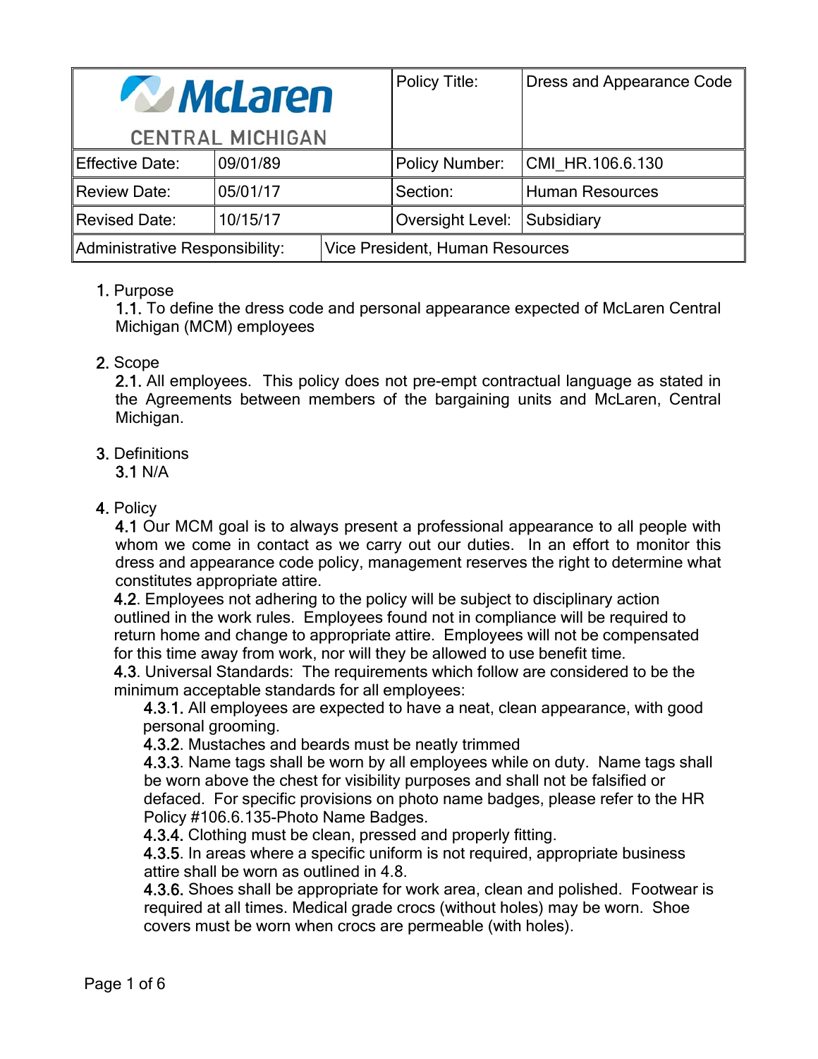| McLaren CENTRAL MICHIGAN | | | Policy Title: | Dress and Appearance Code |
|---|---|---|---|---|
| Effective Date: | 09/01/89 | | Policy Number: | CMI_HR.106.6.130 |
| Review Date: | 05/01/17 | | Section: | Human Resources |
| Revised Date: | 10/15/17 | | Oversight Level: | Subsidiary |
| Administrative Responsibility: | | Vice President, Human Resources | | |

1. Purpose
   1.1. To define the dress code and personal appearance expected of McLaren Central Michigan (MCM) employees

2. Scope
   2.1. All employees. This policy does not pre-empt contractual language as stated in the Agreements between members of the bargaining units and McLaren, Central Michigan.

3. Definitions
   3.1 N/A

4. Policy
   4.1 Our MCM goal is to always present a professional appearance to all people with whom we come in contact as we carry out our duties. In an effort to monitor this dress and appearance code policy, management reserves the right to determine what constitutes appropriate attire.
   4.2. Employees not adhering to the policy will be subject to disciplinary action outlined in the work rules. Employees found not in compliance will be required to return home and change to appropriate attire. Employees will not be compensated for this time away from work, nor will they be allowed to use benefit time.
   4.3. Universal Standards: The requirements which follow are considered to be the minimum acceptable standards for all employees:
      4.3.1. All employees are expected to have a neat, clean appearance, with good personal grooming.
      4.3.2. Mustaches and beards must be neatly trimmed
      4.3.3. Name tags shall be worn by all employees while on duty. Name tags shall be worn above the chest for visibility purposes and shall not be falsified or defaced. For specific provisions on photo name badges, please refer to the HR Policy #106.6.135-Photo Name Badges.
      4.3.4. Clothing must be clean, pressed and properly fitting.
      4.3.5. In areas where a specific uniform is not required, appropriate business attire shall be worn as outlined in 4.8.
      4.3.6. Shoes shall be appropriate for work area, clean and polished. Footwear is required at all times. Medical grade crocs (without holes) may be worn. Shoe covers must be worn when crocs are permeable (with holes).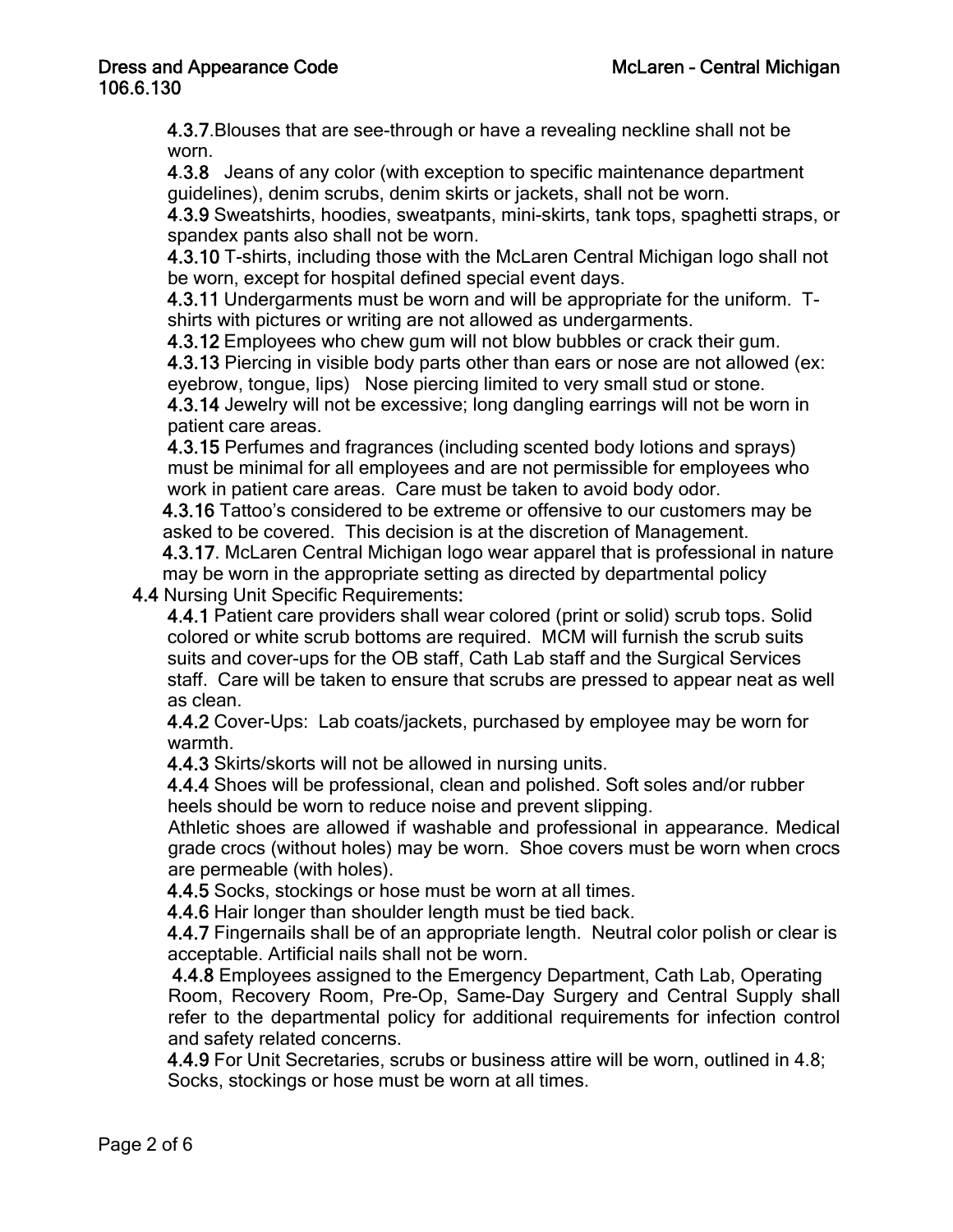4.3.7. Blouses that are see-through or have a revealing neckline shall not be worn.

4.3.8 Jeans of any color (with exception to specific maintenance department guidelines), denim scrubs, denim skirts or jackets, shall not be worn.

4.3.9 Sweatshirts, hoodies, sweatpants, mini-skirts, tank tops, spaghetti straps, or spandex pants also shall not be worn.

4.3.10 T-shirts, including those with the McLaren Central Michigan logo shall not be worn, except for hospital defined special event days.

4.3.11 Undergarments must be worn and will be appropriate for the uniform. T-shirts with pictures or writing are not allowed as undergarments.

4.3.12 Employees who chew gum will not blow bubbles or crack their gum.

4.3.13 Piercing in visible body parts other than ears or nose are not allowed (ex: eyebrow, tongue, lips) Nose piercing limited to very small stud or stone.

4.3.14 Jewelry will not be excessive; long dangling earrings will not be worn in patient care areas.

4.3.15 Perfumes and fragrances (including scented body lotions and sprays) must be minimal for all employees and are not permissible for employees who work in patient care areas. Care must be taken to avoid body odor.

4.3.16 Tattoo's considered to be extreme or offensive to our customers may be asked to be covered. This decision is at the discretion of Management.

4.3.17. McLaren Central Michigan logo wear apparel that is professional in nature may be worn in the appropriate setting as directed by departmental policy

4.4 Nursing Unit Specific Requirements:

4.4.1 Patient care providers shall wear colored (print or solid) scrub tops. Solid colored or white scrub bottoms are required. MCM will furnish the scrub suits suits and cover-ups for the OB staff, Cath Lab staff and the Surgical Services staff. Care will be taken to ensure that scrubs are pressed to appear neat as well as clean.

4.4.2 Cover-Ups: Lab coats/jackets, purchased by employee may be worn for warmth.

4.4.3 Skirts/skorts will not be allowed in nursing units.

4.4.4 Shoes will be professional, clean and polished. Soft soles and/or rubber heels should be worn to reduce noise and prevent slipping.
Athletic shoes are allowed if washable and professional in appearance. Medical grade crocs (without holes) may be worn. Shoe covers must be worn when crocs are permeable (with holes).

4.4.5 Socks, stockings or hose must be worn at all times.

4.4.6 Hair longer than shoulder length must be tied back.

4.4.7 Fingernails shall be of an appropriate length. Neutral color polish or clear is acceptable. Artificial nails shall not be worn.

4.4.8 Employees assigned to the Emergency Department, Cath Lab, Operating Room, Recovery Room, Pre-Op, Same-Day Surgery and Central Supply shall refer to the departmental policy for additional requirements for infection control and safety related concerns.

4.4.9 For Unit Secretaries, scrubs or business attire will be worn, outlined in 4.8; Socks, stockings or hose must be worn at all times.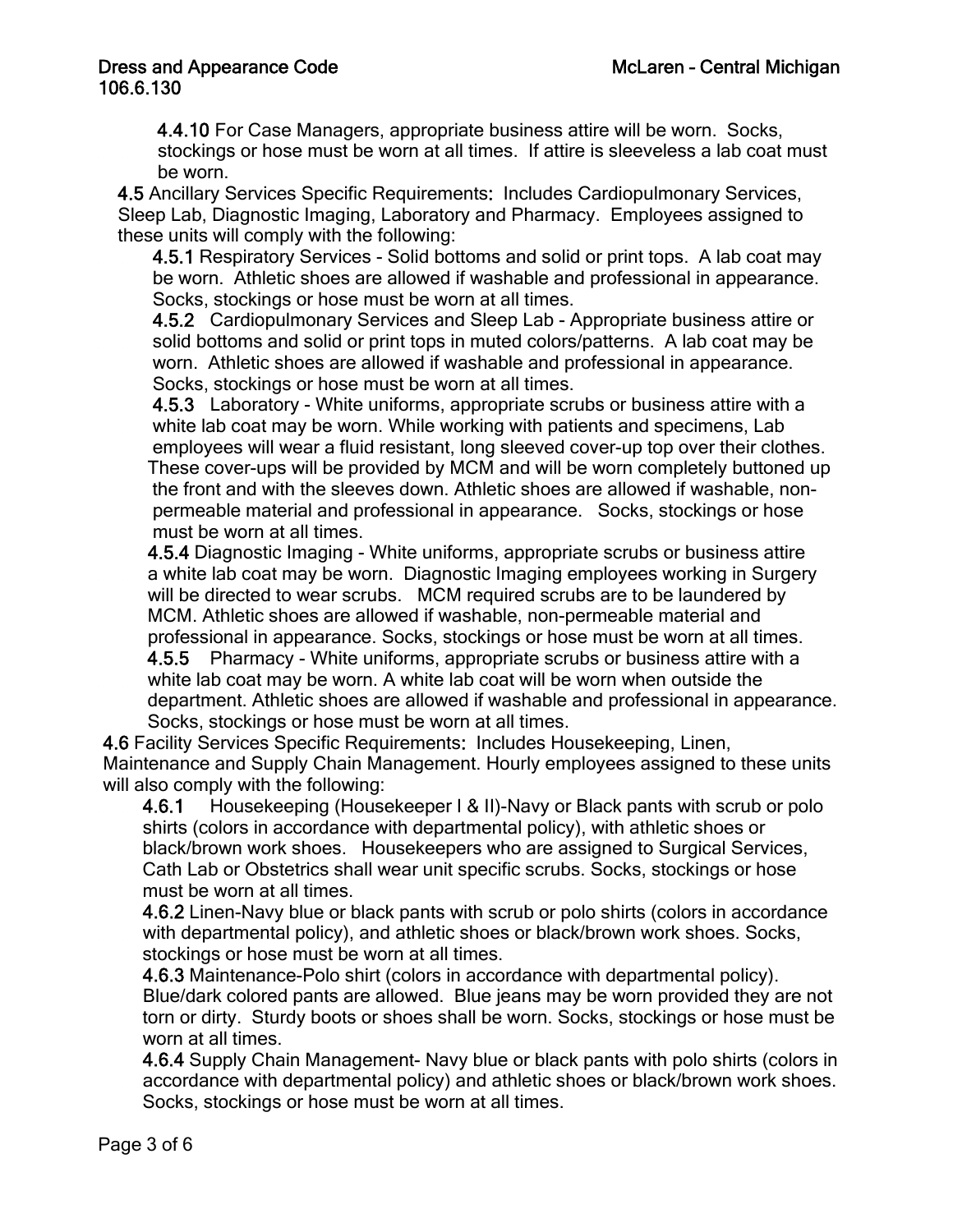**4.4.10** For Case Managers, appropriate business attire will be worn. Socks, stockings or hose must be worn at all times. If attire is sleeveless a lab coat must be worn.

**4.5** Ancillary Services Specific Requirements**:** Includes Cardiopulmonary Services, Sleep Lab, Diagnostic Imaging, Laboratory and Pharmacy. Employees assigned to these units will comply with the following:

**4.5.1** Respiratory Services - Solid bottoms and solid or print tops. A lab coat may be worn. Athletic shoes are allowed if washable and professional in appearance. Socks, stockings or hose must be worn at all times.

**4.5.2** Cardiopulmonary Services and Sleep Lab - Appropriate business attire or solid bottoms and solid or print tops in muted colors/patterns. A lab coat may be worn. Athletic shoes are allowed if washable and professional in appearance. Socks, stockings or hose must be worn at all times.

**4.5.3** Laboratory - White uniforms, appropriate scrubs or business attire with a white lab coat may be worn. While working with patients and specimens, Lab employees will wear a fluid resistant, long sleeved cover-up top over their clothes. These cover-ups will be provided by MCM and will be worn completely buttoned up the front and with the sleeves down. Athletic shoes are allowed if washable, non-permeable material and professional in appearance. Socks, stockings or hose must be worn at all times.

**4.5.4** Diagnostic Imaging - White uniforms, appropriate scrubs or business attire a white lab coat may be worn. Diagnostic Imaging employees working in Surgery will be directed to wear scrubs. MCM required scrubs are to be laundered by MCM. Athletic shoes are allowed if washable, non-permeable material and professional in appearance. Socks, stockings or hose must be worn at all times.

**4.5.5** Pharmacy - White uniforms, appropriate scrubs or business attire with a white lab coat may be worn. A white lab coat will be worn when outside the department. Athletic shoes are allowed if washable and professional in appearance. Socks, stockings or hose must be worn at all times.

**4.6** Facility Services Specific Requirements**:** Includes Housekeeping, Linen, Maintenance and Supply Chain Management. Hourly employees assigned to these units will also comply with the following:

**4.6.1** Housekeeping (Housekeeper I & II)-Navy or Black pants with scrub or polo shirts (colors in accordance with departmental policy), with athletic shoes or black/brown work shoes. Housekeepers who are assigned to Surgical Services, Cath Lab or Obstetrics shall wear unit specific scrubs. Socks, stockings or hose must be worn at all times.

**4.6.2** Linen-Navy blue or black pants with scrub or polo shirts (colors in accordance with departmental policy), and athletic shoes or black/brown work shoes. Socks, stockings or hose must be worn at all times.

**4.6.3** Maintenance-Polo shirt (colors in accordance with departmental policy). Blue/dark colored pants are allowed. Blue jeans may be worn provided they are not torn or dirty. Sturdy boots or shoes shall be worn. Socks, stockings or hose must be worn at all times.

**4.6.4** Supply Chain Management- Navy blue or black pants with polo shirts (colors in accordance with departmental policy) and athletic shoes or black/brown work shoes. Socks, stockings or hose must be worn at all times.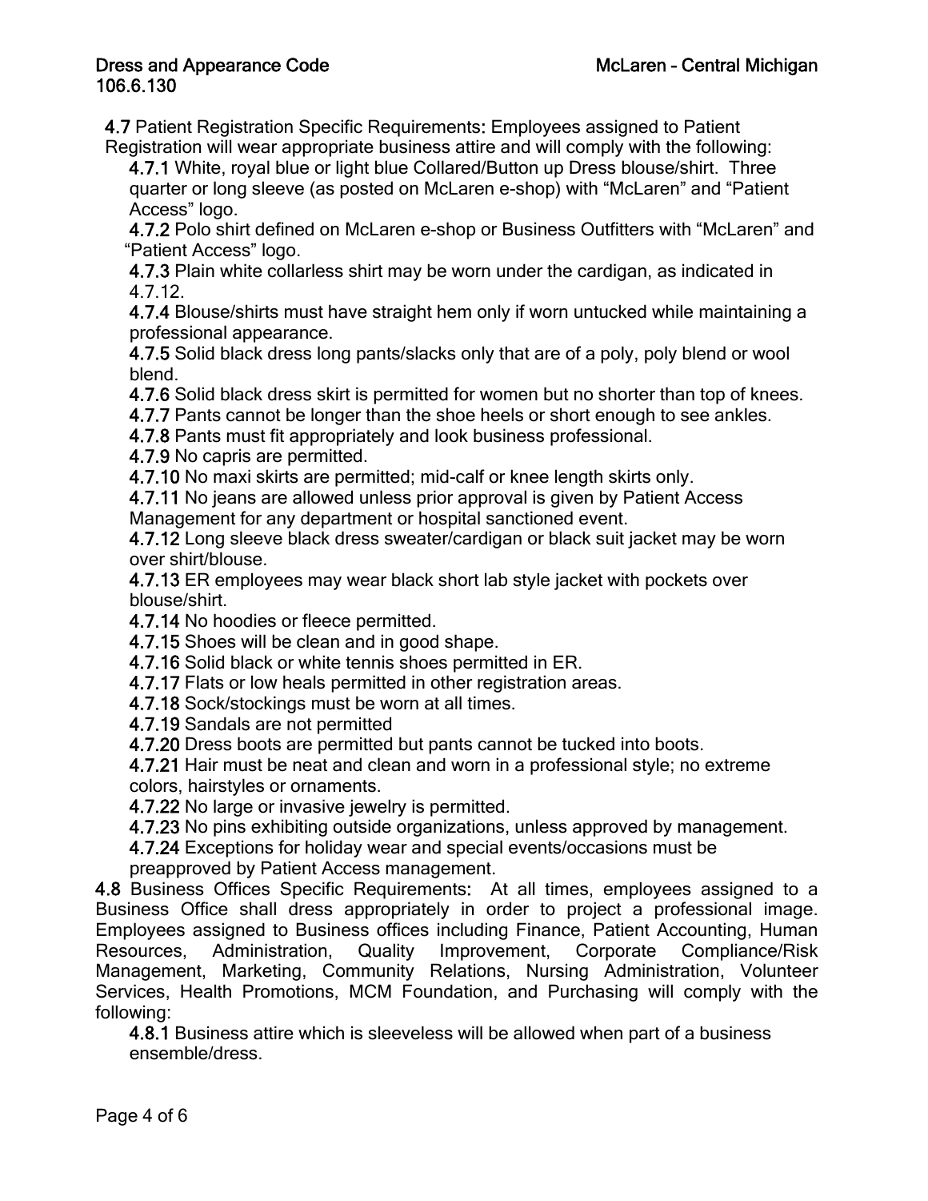**4.7** Patient Registration Specific Requirements**:** Employees assigned to Patient Registration will wear appropriate business attire and will comply with the following:

- **4.7.1** White, royal blue or light blue Collared/Button up Dress blouse/shirt. Three quarter or long sleeve (as posted on McLaren e-shop) with "McLaren" and "Patient Access" logo.
- **4.7.2** Polo shirt defined on McLaren e-shop or Business Outfitters with "McLaren" and "Patient Access" logo.
- **4.7.3** Plain white collarless shirt may be worn under the cardigan, as indicated in 4.7.12.
- **4.7.4** Blouse/shirts must have straight hem only if worn untucked while maintaining a professional appearance.
- **4.7.5** Solid black dress long pants/slacks only that are of a poly, poly blend or wool blend.
- **4.7.6** Solid black dress skirt is permitted for women but no shorter than top of knees.
- **4.7.7** Pants cannot be longer than the shoe heels or short enough to see ankles.
- **4.7.8** Pants must fit appropriately and look business professional.
- **4.7.9** No capris are permitted.
- **4.7.10** No maxi skirts are permitted; mid-calf or knee length skirts only.
- **4.7.11** No jeans are allowed unless prior approval is given by Patient Access Management for any department or hospital sanctioned event.
- **4.7.12** Long sleeve black dress sweater/cardigan or black suit jacket may be worn over shirt/blouse.
- **4.7.13** ER employees may wear black short lab style jacket with pockets over blouse/shirt.
- **4.7.14** No hoodies or fleece permitted.
- **4.7.15** Shoes will be clean and in good shape.
- **4.7.16** Solid black or white tennis shoes permitted in ER.
- **4.7.17** Flats or low heals permitted in other registration areas.
- **4.7.18** Sock/stockings must be worn at all times.
- **4.7.19** Sandals are not permitted
- **4.7.20** Dress boots are permitted but pants cannot be tucked into boots.
- **4.7.21** Hair must be neat and clean and worn in a professional style; no extreme colors, hairstyles or ornaments.
- **4.7.22** No large or invasive jewelry is permitted.
- **4.7.23** No pins exhibiting outside organizations, unless approved by management.
- **4.7.24** Exceptions for holiday wear and special events/occasions must be preapproved by Patient Access management.

**4.8** Business Offices Specific Requirements**:** At all times, employees assigned to a Business Office shall dress appropriately in order to project a professional image. Employees assigned to Business offices including Finance, Patient Accounting, Human Resources, Administration, Quality Improvement, Corporate Compliance/Risk Management, Marketing, Community Relations, Nursing Administration, Volunteer Services, Health Promotions, MCM Foundation, and Purchasing will comply with the following:

- **4.8.1** Business attire which is sleeveless will be allowed when part of a business ensemble/dress.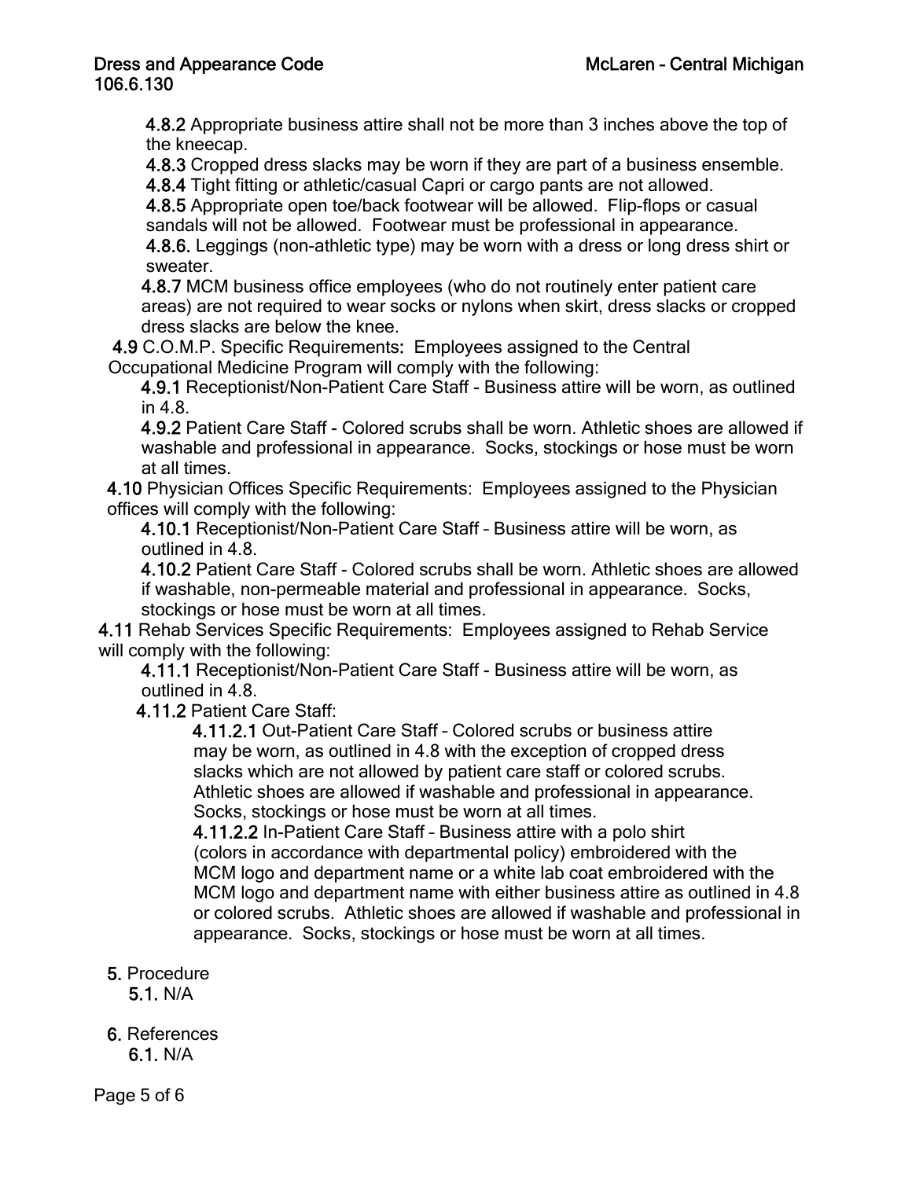4.8.2 Appropriate business attire shall not be more than 3 inches above the top of the kneecap.

4.8.3 Cropped dress slacks may be worn if they are part of a business ensemble.

4.8.4 Tight fitting or athletic/casual Capri or cargo pants are not allowed.

4.8.5 Appropriate open toe/back footwear will be allowed. Flip-flops or casual sandals will not be allowed. Footwear must be professional in appearance.

4.8.6. Leggings (non-athletic type) may be worn with a dress or long dress shirt or sweater.

4.8.7 MCM business office employees (who do not routinely enter patient care areas) are not required to wear socks or nylons when skirt, dress slacks or cropped dress slacks are below the knee.

4.9 C.O.M.P. Specific Requirements: Employees assigned to the Central Occupational Medicine Program will comply with the following:

4.9.1 Receptionist/Non-Patient Care Staff - Business attire will be worn, as outlined in 4.8.

4.9.2 Patient Care Staff - Colored scrubs shall be worn. Athletic shoes are allowed if washable and professional in appearance. Socks, stockings or hose must be worn at all times.

4.10 Physician Offices Specific Requirements: Employees assigned to the Physician offices will comply with the following:

4.10.1 Receptionist/Non-Patient Care Staff – Business attire will be worn, as outlined in 4.8.

4.10.2 Patient Care Staff - Colored scrubs shall be worn. Athletic shoes are allowed if washable, non-permeable material and professional in appearance. Socks, stockings or hose must be worn at all times.

4.11 Rehab Services Specific Requirements: Employees assigned to Rehab Service will comply with the following:

4.11.1 Receptionist/Non-Patient Care Staff - Business attire will be worn, as outlined in 4.8.

4.11.2 Patient Care Staff:

4.11.2.1 Out-Patient Care Staff – Colored scrubs or business attire may be worn, as outlined in 4.8 with the exception of cropped dress slacks which are not allowed by patient care staff or colored scrubs. Athletic shoes are allowed if washable and professional in appearance. Socks, stockings or hose must be worn at all times.

4.11.2.2 In-Patient Care Staff – Business attire with a polo shirt (colors in accordance with departmental policy) embroidered with the MCM logo and department name or a white lab coat embroidered with the MCM logo and department name with either business attire as outlined in 4.8 or colored scrubs. Athletic shoes are allowed if washable and professional in appearance. Socks, stockings or hose must be worn at all times.

5. Procedure

5.1. N/A

6. References

6.1. N/A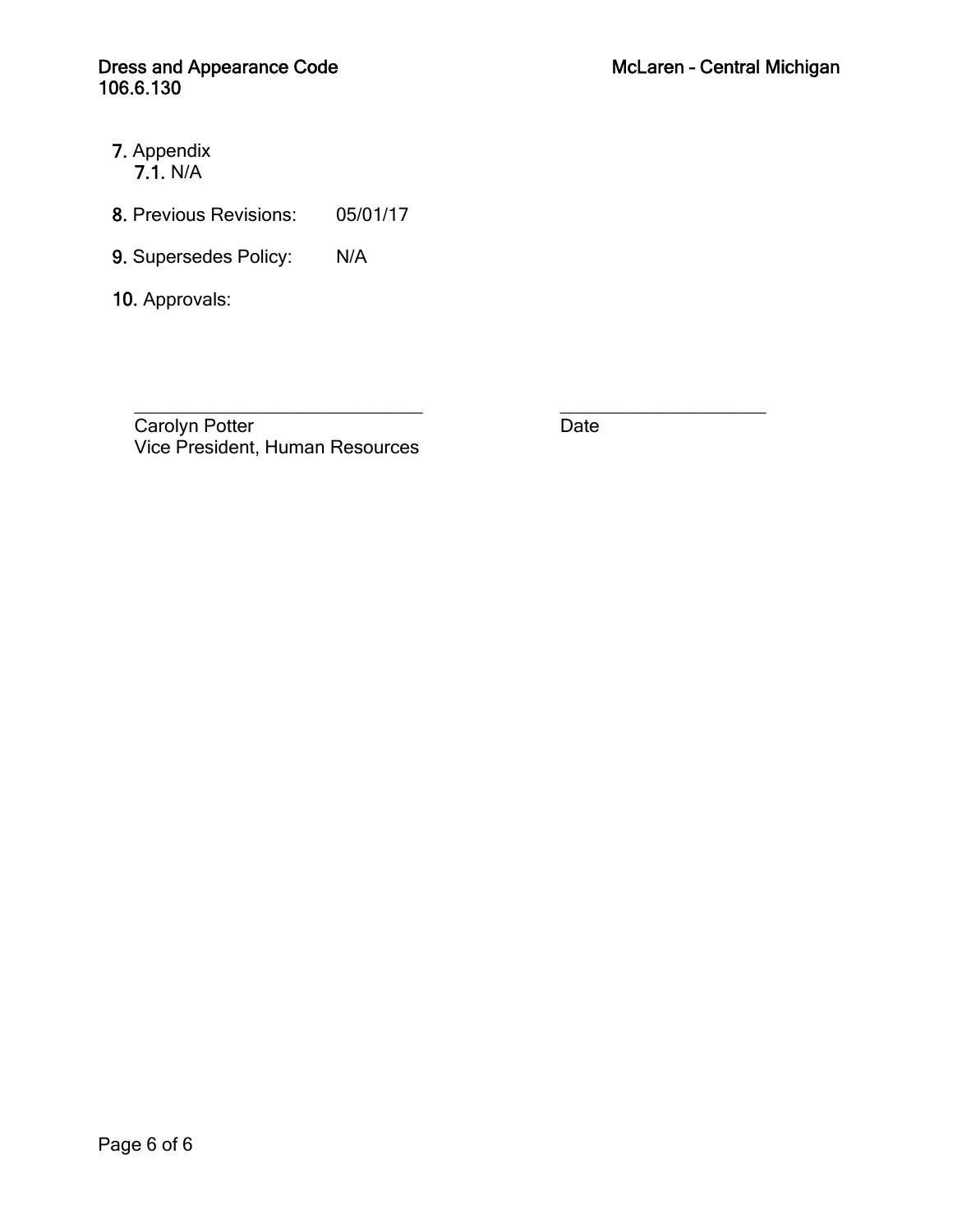7. Appendix
   7.1. N/A

8. Previous Revisions: 05/01/17

9. Supersedes Policy: N/A

10. Approvals:

\_\_\_\_\_\_\_\_\_\_\_\_\_\_\_\_\_\_\_\_\_\_\_\_\_\_\_\_\_\_\_\_ \_\_\_\_\_\_\_\_\_\_\_\_\_\_\_\_\_\_\_\_\_\_\_

Carolyn Potter
Vice President, Human Resources

Date